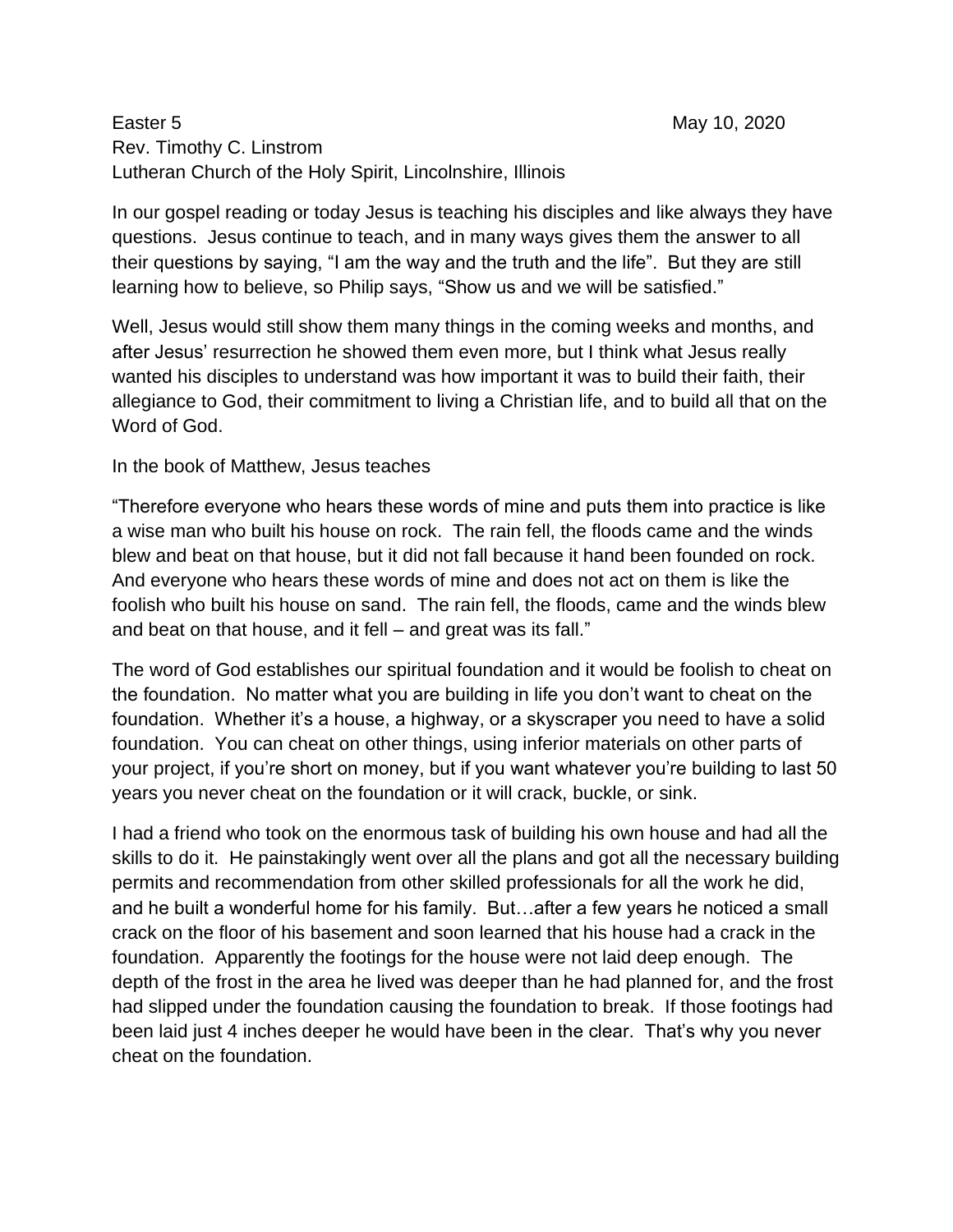Easter 5 May 10, 2020

Rev. Timothy C. Linstrom

Lutheran Church of the Holy Spirit, Lincolnshire, Illinois

In our gospel reading or today Jesus is teaching his disciples and like always they have questions. Jesus continue to teach, and in many ways gives them the answer to all their questions by saying, "I am the way and the truth and the life". But they are still learning how to believe, so Philip says, "Show us and we will be satisfied."

Well, Jesus would still show them many things in the coming weeks and months, and after Jesus' resurrection he showed them even more, but I think what Jesus really wanted his disciples to understand was how important it was to build their faith, their allegiance to God, their commitment to living a Christian life, and to build all that on the Word of God.

In the book of Matthew, Jesus teaches

"Therefore everyone who hears these words of mine and puts them into practice is like a wise man who built his house on rock. The rain fell, the floods came and the winds blew and beat on that house, but it did not fall because it hand been founded on rock. And everyone who hears these words of mine and does not act on them is like the foolish who built his house on sand. The rain fell, the floods, came and the winds blew and beat on that house, and it fell – and great was its fall."

The word of God establishes our spiritual foundation and it would be foolish to cheat on the foundation. No matter what you are building in life you don't want to cheat on the foundation. Whether it's a house, a highway, or a skyscraper you need to have a solid foundation. You can cheat on other things, using inferior materials on other parts of your project, if you're short on money, but if you want whatever you're building to last 50 years you never cheat on the foundation or it will crack, buckle, or sink.

I had a friend who took on the enormous task of building his own house and had all the skills to do it. He painstakingly went over all the plans and got all the necessary building permits and recommendation from other skilled professionals for all the work he did, and he built a wonderful home for his family. But…after a few years he noticed a small crack on the floor of his basement and soon learned that his house had a crack in the foundation. Apparently the footings for the house were not laid deep enough. The depth of the frost in the area he lived was deeper than he had planned for, and the frost had slipped under the foundation causing the foundation to break. If those footings had been laid just 4 inches deeper he would have been in the clear. That's why you never cheat on the foundation.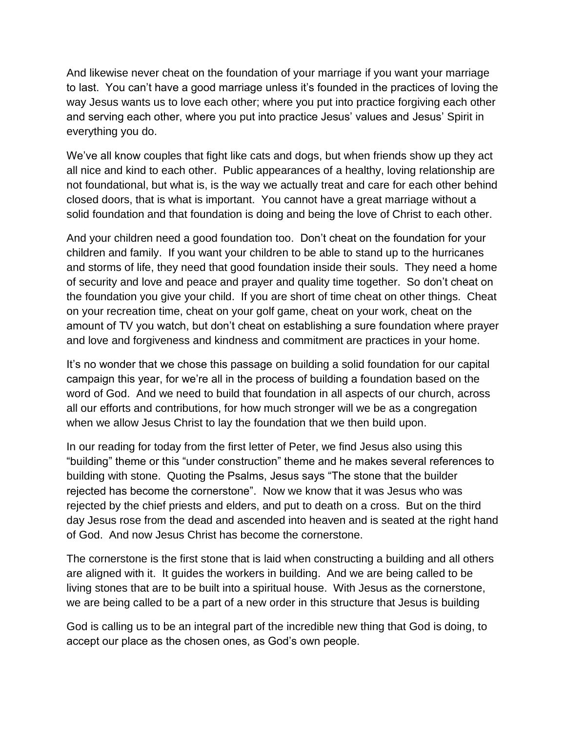And likewise never cheat on the foundation of your marriage if you want your marriage to last. You can't have a good marriage unless it's founded in the practices of loving the way Jesus wants us to love each other; where you put into practice forgiving each other and serving each other, where you put into practice Jesus' values and Jesus' Spirit in everything you do.

We've all know couples that fight like cats and dogs, but when friends show up they act all nice and kind to each other. Public appearances of a healthy, loving relationship are not foundational, but what is, is the way we actually treat and care for each other behind closed doors, that is what is important. You cannot have a great marriage without a solid foundation and that foundation is doing and being the love of Christ to each other.

And your children need a good foundation too. Don't cheat on the foundation for your children and family. If you want your children to be able to stand up to the hurricanes and storms of life, they need that good foundation inside their souls. They need a home of security and love and peace and prayer and quality time together. So don't cheat on the foundation you give your child. If you are short of time cheat on other things. Cheat on your recreation time, cheat on your golf game, cheat on your work, cheat on the amount of TV you watch, but don't cheat on establishing a sure foundation where prayer and love and forgiveness and kindness and commitment are practices in your home.

It's no wonder that we chose this passage on building a solid foundation for our capital campaign this year, for we're all in the process of building a foundation based on the word of God. And we need to build that foundation in all aspects of our church, across all our efforts and contributions, for how much stronger will we be as a congregation when we allow Jesus Christ to lay the foundation that we then build upon.

In our reading for today from the first letter of Peter, we find Jesus also using this "building" theme or this "under construction" theme and he makes several references to building with stone. Quoting the Psalms, Jesus says "The stone that the builder rejected has become the cornerstone". Now we know that it was Jesus who was rejected by the chief priests and elders, and put to death on a cross. But on the third day Jesus rose from the dead and ascended into heaven and is seated at the right hand of God. And now Jesus Christ has become the cornerstone.

The cornerstone is the first stone that is laid when constructing a building and all others are aligned with it. It guides the workers in building. And we are being called to be living stones that are to be built into a spiritual house. With Jesus as the cornerstone, we are being called to be a part of a new order in this structure that Jesus is building

God is calling us to be an integral part of the incredible new thing that God is doing, to accept our place as the chosen ones, as God's own people.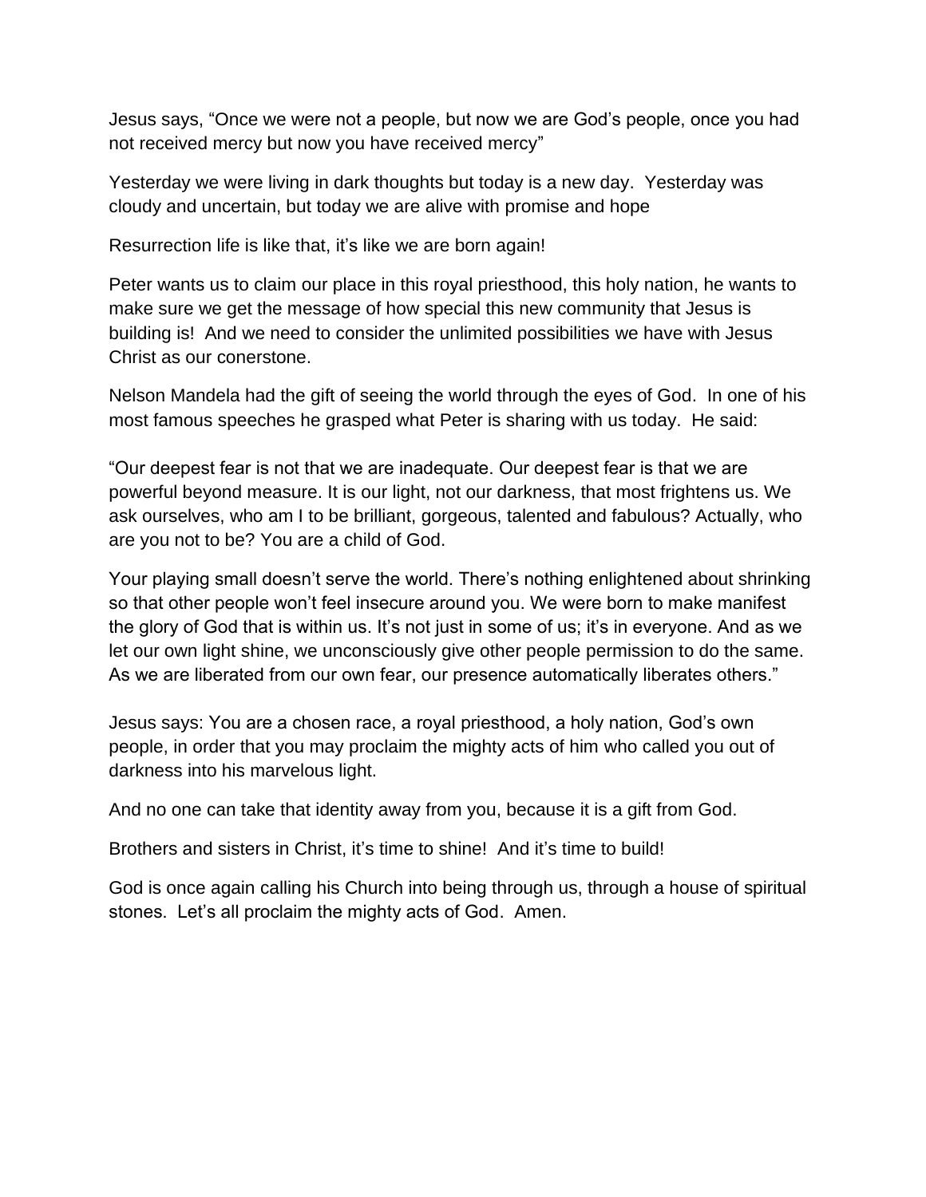Jesus says, “Once we were not a people, but now we are God’s people, once you had not received mercy but now you have received mercy”

Yesterday we were living in dark thoughts but today is a new day. Yesterday was cloudy and uncertain, but today we are alive with promise and hope

Resurrection life is like that, it’s like we are born again!

Peter wants us to claim our place in this royal priesthood, this holy nation, he wants to make sure we get the message of how special this new community that Jesus is building is! And we need to consider the unlimited possibilities we have with Jesus Christ as our conerstone.

Nelson Mandela had the gift of seeing the world through the eyes of God. In one of his most famous speeches he grasped what Peter is sharing with us today. He said:

“Our deepest fear is not that we are inadequate. Our deepest fear is that we are powerful beyond measure. It is our light, not our darkness, that most frightens us. We ask ourselves, who am I to be brilliant, gorgeous, talented and fabulous? Actually, who are you not to be? You are a child of God.

Your playing small doesn’t serve the world. There’s nothing enlightened about shrinking so that other people won’t feel insecure around you. We were born to make manifest the glory of God that is within us. It’s not just in some of us; it’s in everyone. And as we let our own light shine, we unconsciously give other people permission to do the same. As we are liberated from our own fear, our presence automatically liberates others.”

Jesus says: You are a chosen race, a royal priesthood, a holy nation, God’s own people, in order that you may proclaim the mighty acts of him who called you out of darkness into his marvelous light.

And no one can take that identity away from you, because it is a gift from God.

Brothers and sisters in Christ, it’s time to shine! And it’s time to build!

God is once again calling his Church into being through us, through a house of spiritual stones. Let’s all proclaim the mighty acts of God. Amen.